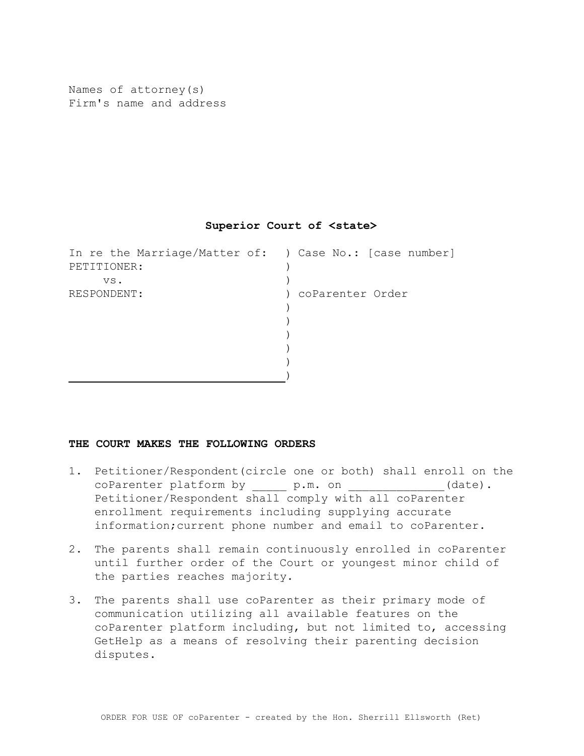Names of attorney(s)
Firm's name and address

**Superior Court of <state>**

| | |
|---|---|
| In re the Marriage/Matter of: | Case No.: [case number] |
| PETITIONER: | |
| vs. | |
| RESPONDENT: | coParenter Order |

**THE COURT MAKES THE FOLLOWING ORDERS**

1. Petitioner/Respondent(circle one or both) shall enroll on the coParenter platform by _____ p.m. on _____________(date). Petitioner/Respondent shall comply with all coParenter enrollment requirements including supplying accurate information;current phone number and email to coParenter.

2. The parents shall remain continuously enrolled in coParenter until further order of the Court or youngest minor child of the parties reaches majority.

3. The parents shall use coParenter as their primary mode of communication utilizing all available features on the coParenter platform including, but not limited to, accessing GetHelp as a means of resolving their parenting decision disputes.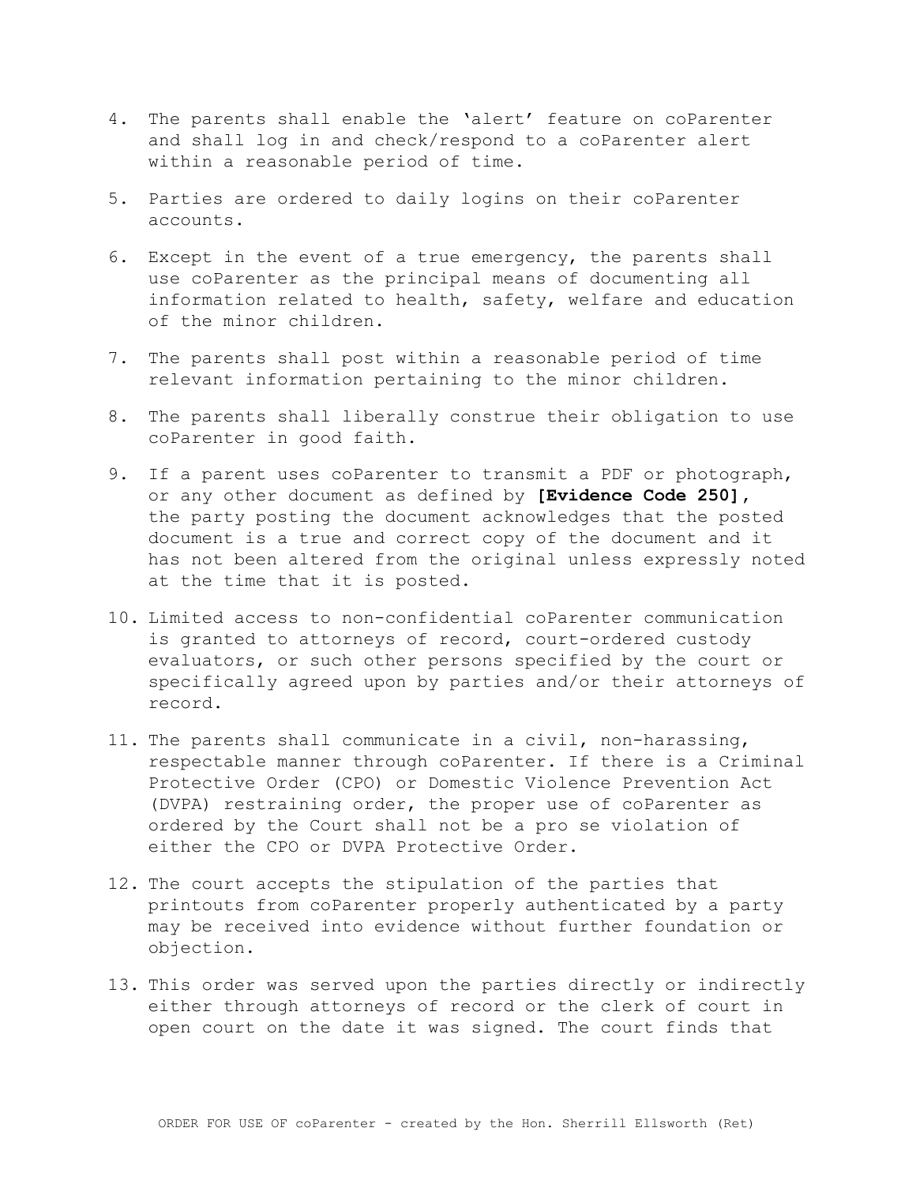4. The parents shall enable the 'alert' feature on coParenter and shall log in and check/respond to a coParenter alert within a reasonable period of time.

5. Parties are ordered to daily logins on their coParenter accounts.

6. Except in the event of a true emergency, the parents shall use coParenter as the principal means of documenting all information related to health, safety, welfare and education of the minor children.

7. The parents shall post within a reasonable period of time relevant information pertaining to the minor children.

8. The parents shall liberally construe their obligation to use coParenter in good faith.

9. If a parent uses coParenter to transmit a PDF or photograph, or any other document as defined by **[Evidence Code 250],** the party posting the document acknowledges that the posted document is a true and correct copy of the document and it has not been altered from the original unless expressly noted at the time that it is posted.

10. Limited access to non-confidential coParenter communication is granted to attorneys of record, court-ordered custody evaluators, or such other persons specified by the court or specifically agreed upon by parties and/or their attorneys of record.

11. The parents shall communicate in a civil, non-harassing, respectable manner through coParenter. If there is a Criminal Protective Order (CPO) or Domestic Violence Prevention Act (DVPA) restraining order, the proper use of coParenter as ordered by the Court shall not be a pro se violation of either the CPO or DVPA Protective Order.

12. The court accepts the stipulation of the parties that printouts from coParenter properly authenticated by a party may be received into evidence without further foundation or objection.

13. This order was served upon the parties directly or indirectly either through attorneys of record or the clerk of court in open court on the date it was signed. The court finds that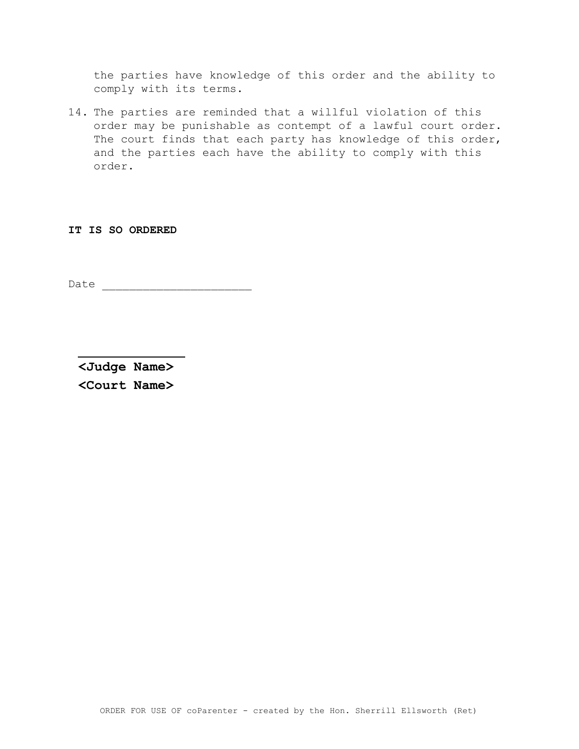the parties have knowledge of this order and the ability to comply with its terms.

14. The parties are reminded that a willful violation of this order may be punishable as contempt of a lawful court order. The court finds that each party has knowledge of this order, and the parties each have the ability to comply with this order.

**IT IS SO ORDERED**

Date ______________________

______________

**<Judge Name>**

**<Court Name>**